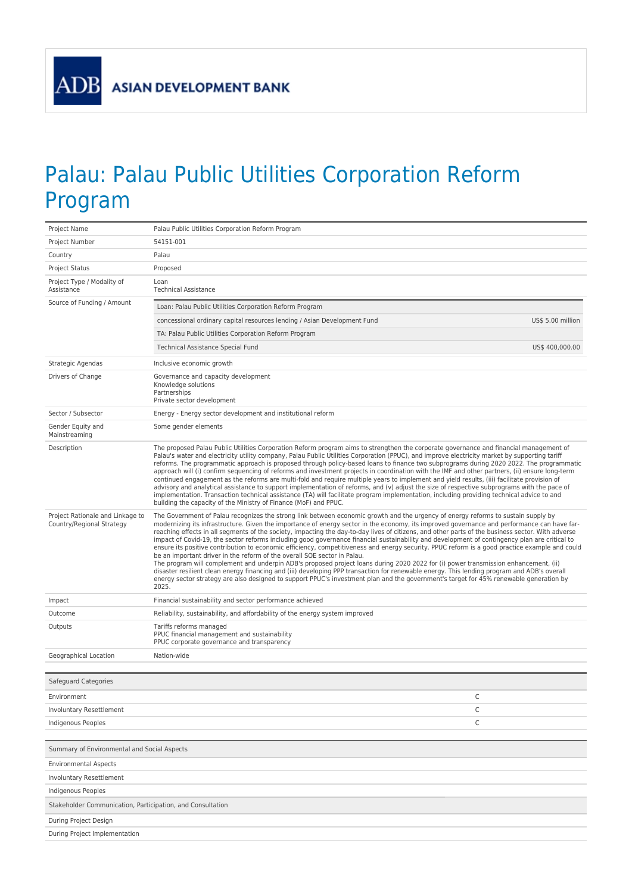ADB ASIAN DEVELOPMENT BANK

# Palau: Palau Public Utilities Corporation Reform Program

| | |
|---|---|
| Project Name | Palau Public Utilities Corporation Reform Program |
| Project Number | 54151-001 |
| Country | Palau |
| Project Status | Proposed |
| Project Type / Modality of Assistance | Loan<br>Technical Assistance |
| Source of Funding / Amount | Loan: Palau Public Utilities Corporation Reform Program<br>concessional ordinary capital resources lending / Asian Development Fund — US$ 5.00 million<br>TA: Palau Public Utilities Corporation Reform Program<br>Technical Assistance Special Fund — US$ 400,000.00 |
| Strategic Agendas | Inclusive economic growth |
| Drivers of Change | Governance and capacity development<br>Knowledge solutions<br>Partnerships<br>Private sector development |
| Sector / Subsector | Energy - Energy sector development and institutional reform |
| Gender Equity and Mainstreaming | Some gender elements |
| Description | The proposed Palau Public Utilities Corporation Reform program aims to strengthen the corporate governance and financial management of Palau's water and electricity utility company, Palau Public Utilities Corporation (PPUC), and improve electricity market by supporting tariff reforms. The programmatic approach is proposed through policy-based loans to finance two subprograms during 2020 2022. The programmatic approach will (i) confirm sequencing of reforms and investment projects in coordination with the IMF and other partners, (ii) ensure long-term continued engagement as the reforms are multi-fold and require multiple years to implement and yield results, (iii) facilitate provision of advisory and analytical assistance to support implementation of reforms, and (v) adjust the size of respective subprograms with the pace of implementation. Transaction technical assistance (TA) will facilitate program implementation, including providing technical advice to and building the capacity of the Ministry of Finance (MoF) and PPUC. |
| Project Rationale and Linkage to Country/Regional Strategy | The Government of Palau recognizes the strong link between economic growth and the urgency of energy reforms to sustain supply by modernizing its infrastructure. Given the importance of energy sector in the economy, its improved governance and performance can have far-reaching effects in all segments of the society, impacting the day-to-day lives of citizens, and other parts of the business sector. With adverse impact of Covid-19, the sector reforms including good governance financial sustainability and development of contingency plan are critical to ensure its positive contribution to economic efficiency, competitiveness and energy security. PPUC reform is a good practice example and could be an important driver in the reform of the overall SOE sector in Palau.<br>The program will complement and underpin ADB's proposed project loans during 2020 2022 for (i) power transmission enhancement, (ii) disaster resilient clean energy financing and (iii) developing PPP transaction for renewable energy. This lending program and ADB's overall energy sector strategy are also designed to support PPUC's investment plan and the government's target for 45% renewable generation by 2025. |
| Impact | Financial sustainability and sector performance achieved |
| Outcome | Reliability, sustainability, and affordability of the energy system improved |
| Outputs | Tariffs reforms managed<br>PPUC financial management and sustainability<br>PPUC corporate governance and transparency |
| Geographical Location | Nation-wide |

| Safeguard Categories | |
|---|---|
| Environment | C |
| Involuntary Resettlement | C |
| Indigenous Peoples | C |

| Summary of Environmental and Social Aspects |
|---|
| Environmental Aspects |
| Involuntary Resettlement |
| Indigenous Peoples |
| **Stakeholder Communication, Participation, and Consultation** |
| During Project Design |
| During Project Implementation |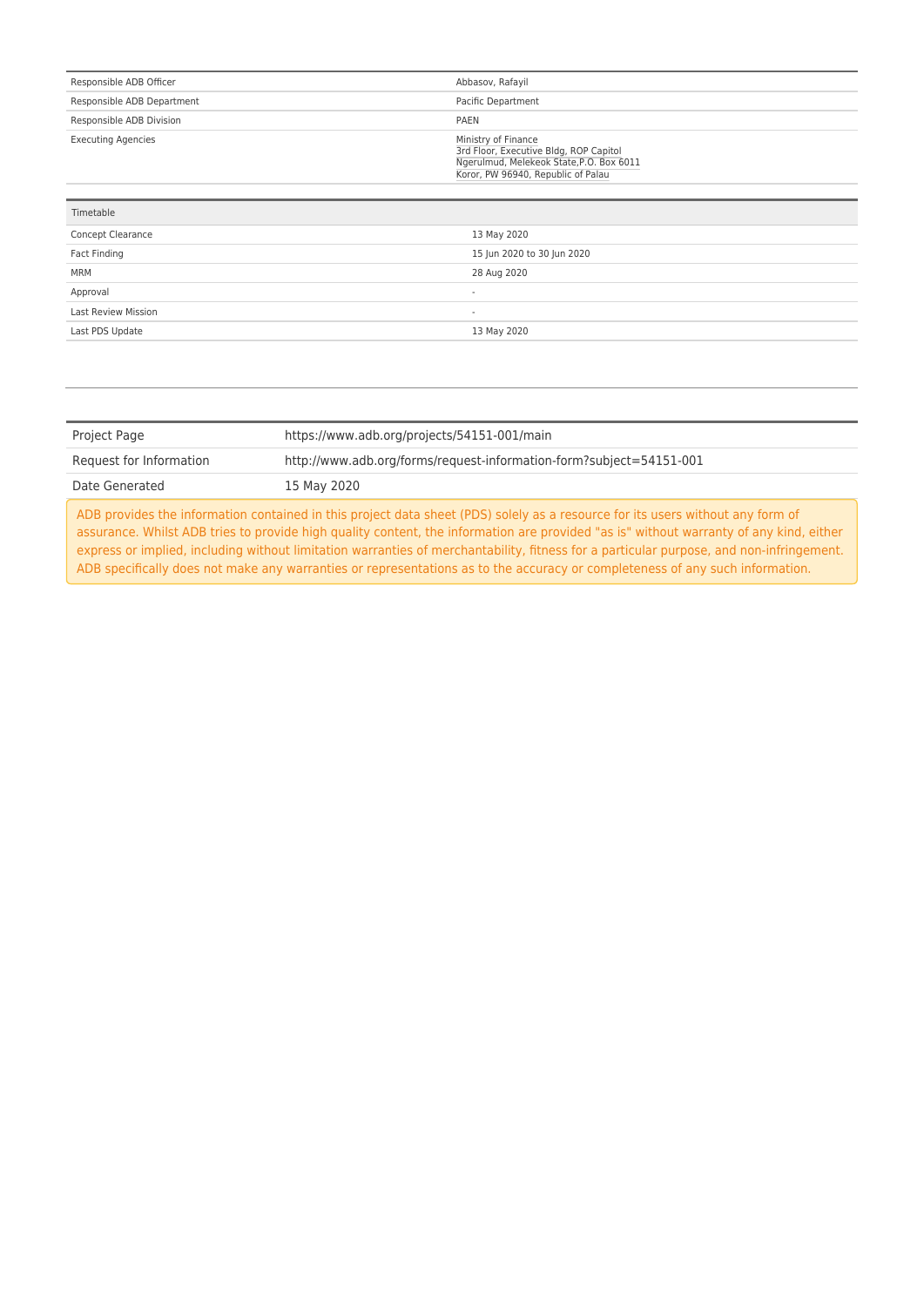| | |
|---|---|
| Responsible ADB Officer | Abbasov, Rafayil |
| Responsible ADB Department | Pacific Department |
| Responsible ADB Division | PAEN |
| Executing Agencies | Ministry of Finance<br>3rd Floor, Executive Bldg, ROP Capitol<br>Ngerulmud, Melekeok State,P.O. Box 6011<br>Koror, PW 96940, Republic of Palau |

| Timetable | |
|---|---|
| Concept Clearance | 13 May 2020 |
| Fact Finding | 15 Jun 2020 to 30 Jun 2020 |
| MRM | 28 Aug 2020 |
| Approval | - |
| Last Review Mission | - |
| Last PDS Update | 13 May 2020 |

| | |
|---|---|
| Project Page | https://www.adb.org/projects/54151-001/main |
| Request for Information | http://www.adb.org/forms/request-information-form?subject=54151-001 |
| Date Generated | 15 May 2020 |

ADB provides the information contained in this project data sheet (PDS) solely as a resource for its users without any form of assurance. Whilst ADB tries to provide high quality content, the information are provided "as is" without warranty of any kind, either express or implied, including without limitation warranties of merchantability, fitness for a particular purpose, and non-infringement. ADB specifically does not make any warranties or representations as to the accuracy or completeness of any such information.